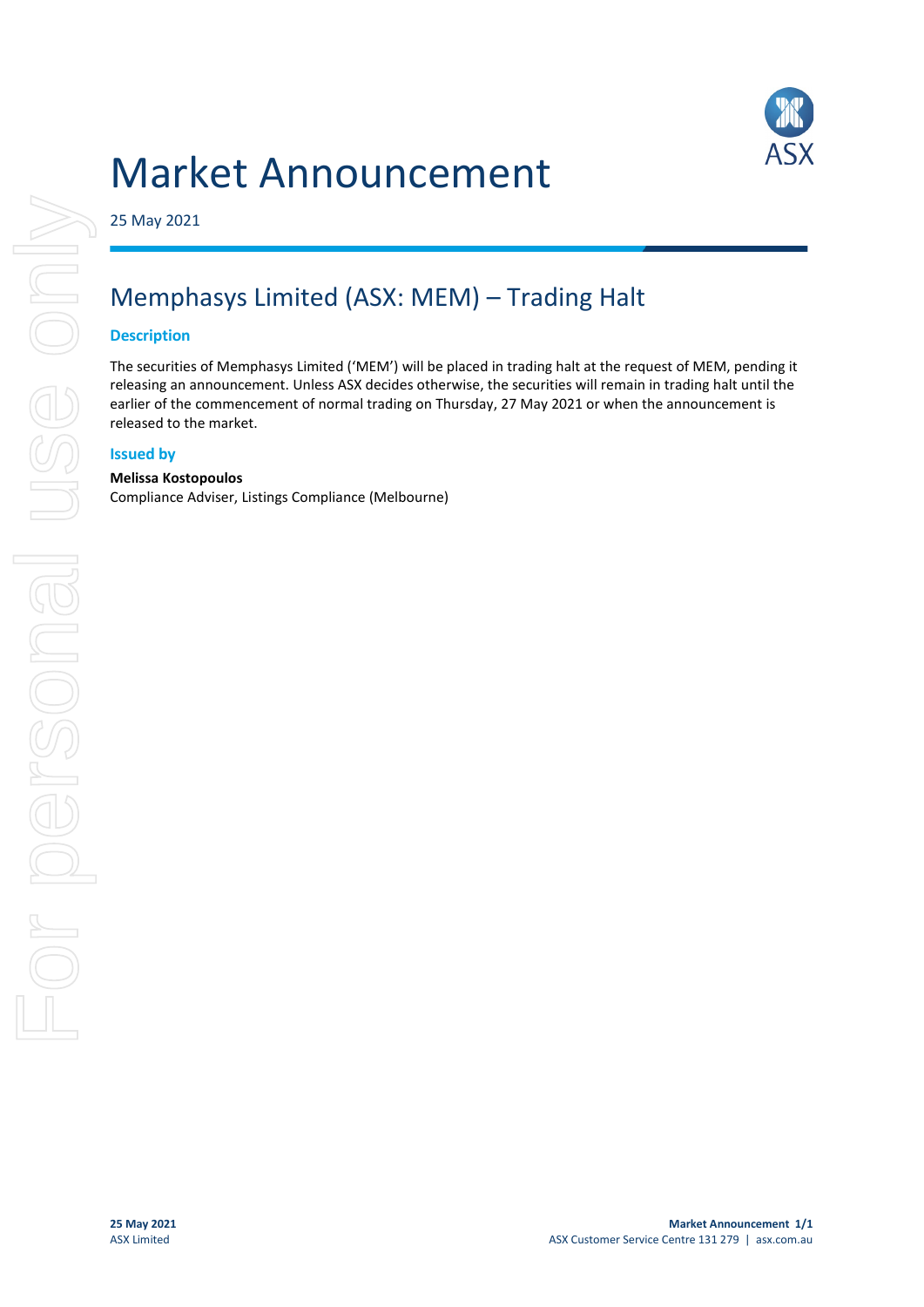# Market Announcement

25 May 2021

## Memphasys Limited (ASX: MEM) – Trading Halt

### Description

The securities of Memphasys Limited ('MEM') will be placed in trading halt at the request of MEM, pending it releasing an announcement. Unless ASX decides otherwise, the securities will remain in trading halt until the earlier of the commencement of normal trading on Thursday, 27 May 2021 or when the announcement is released to the market.

### Issued by

**Melissa Kostopoulos**
Compliance Adviser, Listings Compliance (Melbourne)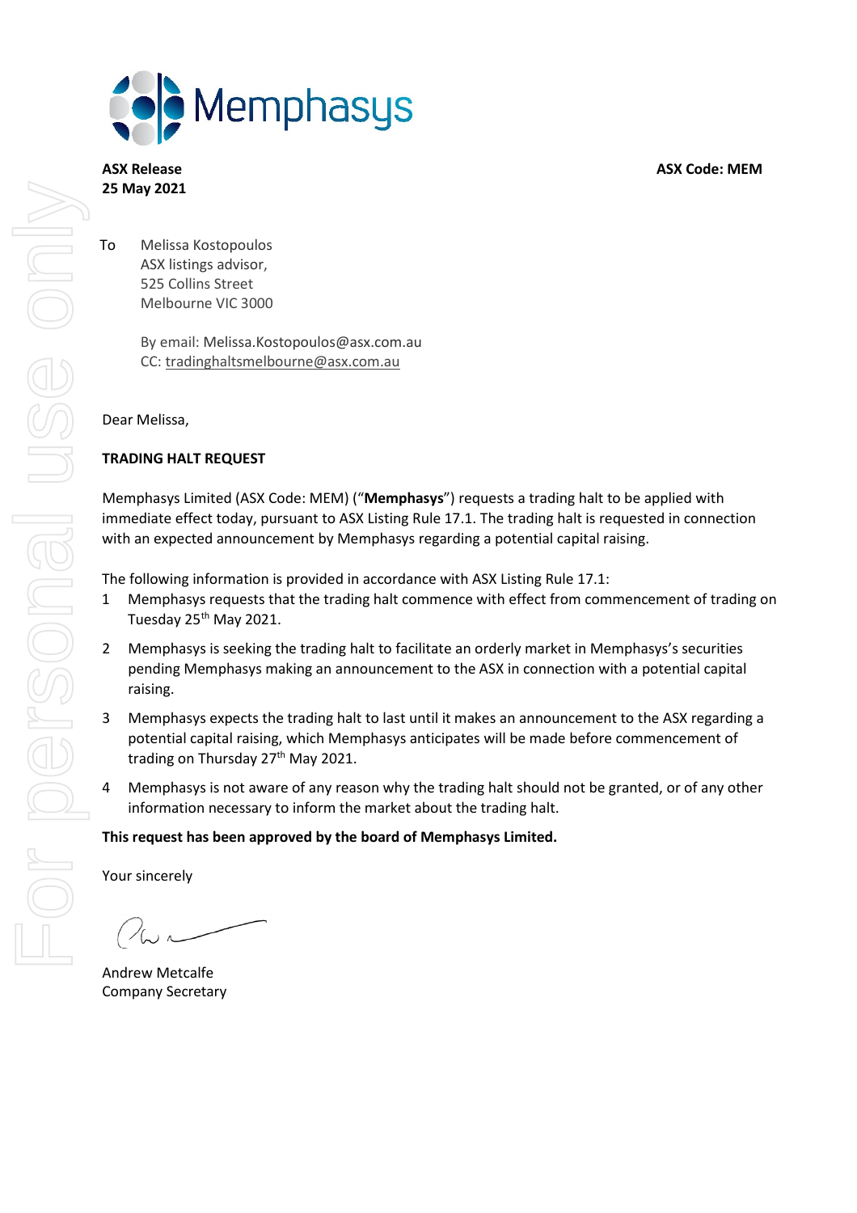**ASX Release**
**25 May 2021**

**ASX Code: MEM**

To Melissa Kostopoulos
ASX listings advisor,
525 Collins Street
Melbourne VIC 3000

By email: Melissa.Kostopoulos@asx.com.au
CC: tradinghaltsmelbourne@asx.com.au

Dear Melissa,

**TRADING HALT REQUEST**

Memphasys Limited (ASX Code: MEM) ("**Memphasys**") requests a trading halt to be applied with immediate effect today, pursuant to ASX Listing Rule 17.1. The trading halt is requested in connection with an expected announcement by Memphasys regarding a potential capital raising.

The following information is provided in accordance with ASX Listing Rule 17.1:

1. Memphasys requests that the trading halt commence with effect from commencement of trading on Tuesday 25th May 2021.
2. Memphasys is seeking the trading halt to facilitate an orderly market in Memphasys's securities pending Memphasys making an announcement to the ASX in connection with a potential capital raising.
3. Memphasys expects the trading halt to last until it makes an announcement to the ASX regarding a potential capital raising, which Memphasys anticipates will be made before commencement of trading on Thursday 27th May 2021.
4. Memphasys is not aware of any reason why the trading halt should not be granted, or of any other information necessary to inform the market about the trading halt.

**This request has been approved by the board of Memphasys Limited.**

Your sincerely

Andrew Metcalfe
Company Secretary